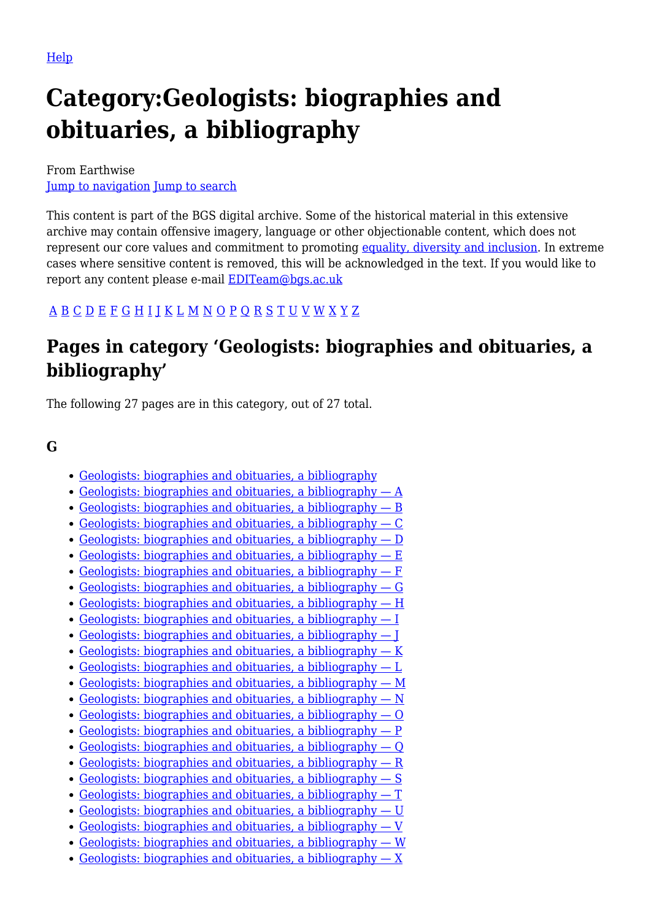Help

# Category:Geologists: biographies and obituaries, a bibliography

From Earthwise
Jump to navigation Jump to search

This content is part of the BGS digital archive. Some of the historical material in this extensive archive may contain offensive imagery, language or other objectionable content, which does not represent our core values and commitment to promoting equality, diversity and inclusion. In extreme cases where sensitive content is removed, this will be acknowledged in the text. If you would like to report any content please e-mail EDITeam@bgs.ac.uk

A B C D E F G H I J K L M N O P Q R S T U V W X Y Z

## Pages in category 'Geologists: biographies and obituaries, a bibliography'

The following 27 pages are in this category, out of 27 total.

### G

- Geologists: biographies and obituaries, a bibliography
- Geologists: biographies and obituaries, a bibliography — A
- Geologists: biographies and obituaries, a bibliography — B
- Geologists: biographies and obituaries, a bibliography — C
- Geologists: biographies and obituaries, a bibliography — D
- Geologists: biographies and obituaries, a bibliography — E
- Geologists: biographies and obituaries, a bibliography — F
- Geologists: biographies and obituaries, a bibliography — G
- Geologists: biographies and obituaries, a bibliography — H
- Geologists: biographies and obituaries, a bibliography — I
- Geologists: biographies and obituaries, a bibliography — J
- Geologists: biographies and obituaries, a bibliography — K
- Geologists: biographies and obituaries, a bibliography — L
- Geologists: biographies and obituaries, a bibliography — M
- Geologists: biographies and obituaries, a bibliography — N
- Geologists: biographies and obituaries, a bibliography — O
- Geologists: biographies and obituaries, a bibliography — P
- Geologists: biographies and obituaries, a bibliography — Q
- Geologists: biographies and obituaries, a bibliography — R
- Geologists: biographies and obituaries, a bibliography — S
- Geologists: biographies and obituaries, a bibliography — T
- Geologists: biographies and obituaries, a bibliography — U
- Geologists: biographies and obituaries, a bibliography — V
- Geologists: biographies and obituaries, a bibliography — W
- Geologists: biographies and obituaries, a bibliography — X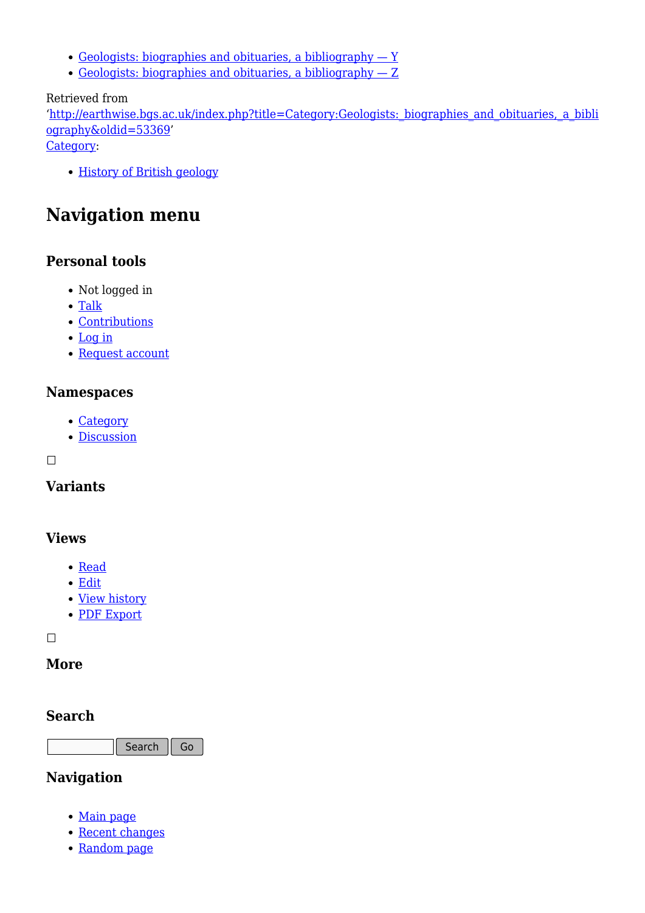- Geologists: biographies and obituaries, a bibliography — Y
- Geologists: biographies and obituaries, a bibliography — Z

Retrieved from
'http://earthwise.bgs.ac.uk/index.php?title=Category:Geologists:_biographies_and_obituaries,_a_bibliography&oldid=53369'
Category:

- History of British geology

## Navigation menu

### Personal tools

- Not logged in
- Talk
- Contributions
- Log in
- Request account

### Namespaces

- Category
- Discussion

### Variants

### Views

- Read
- Edit
- View history
- PDF Export

### More

### Search

Search Go

### Navigation

- Main page
- Recent changes
- Random page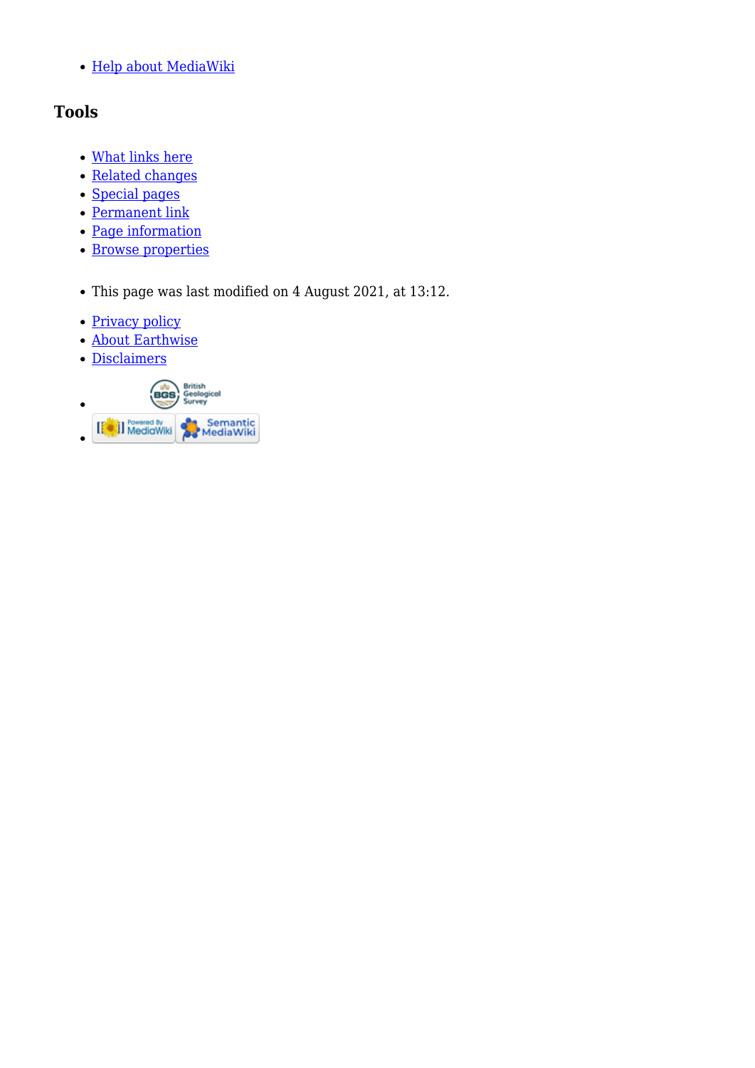- Help about MediaWiki

## Tools

- What links here
- Related changes
- Special pages
- Permanent link
- Page information
- Browse properties

- This page was last modified on 4 August 2021, at 13:12.

- Privacy policy
- About Earthwise
- Disclaimers